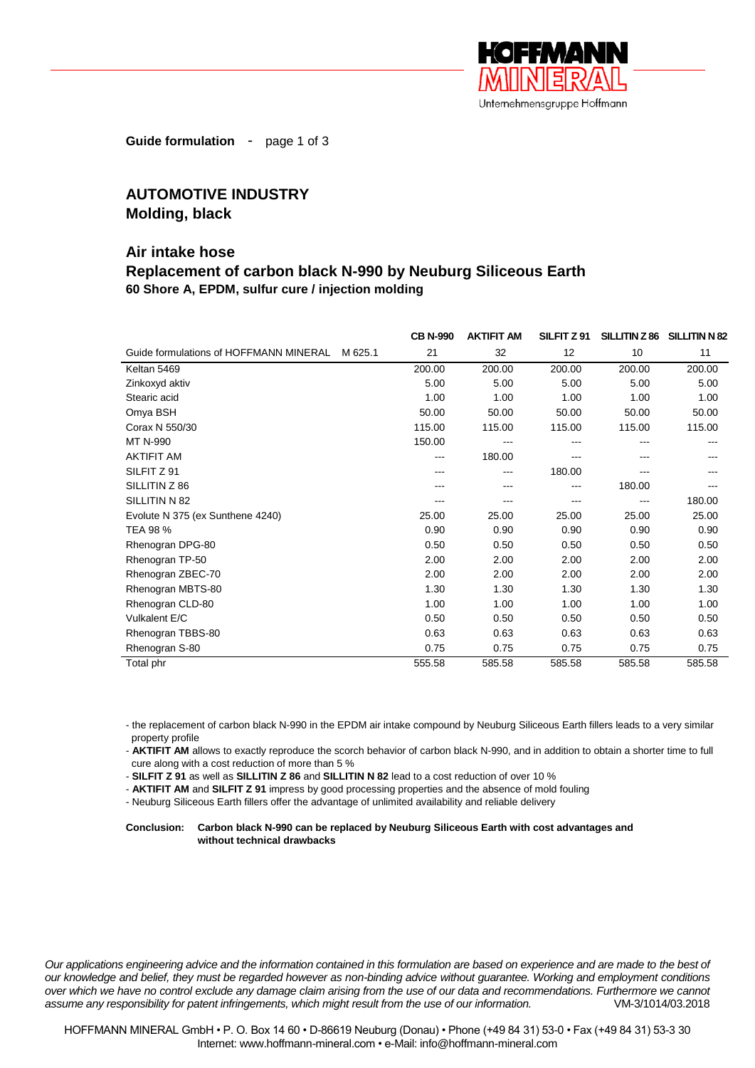**Guide formulation** - page 1 of 3

## AUTOMOTIVE INDUSTRY
### Molding, black

## Air intake hose
## Replacement of carbon black N-990 by Neuburg Siliceous Earth
**60 Shore A, EPDM, sulfur cure / injection molding**

| | | CB N-990 | AKTIFIT AM | SILFIT Z 91 | SILLITIN Z 86 | SILLITIN N 82 |
|---|---|---|---|---|---|---|
| Guide formulations of HOFFMANN MINERAL | M 625.1 | 21 | 32 | 12 | 10 | 11 |
| Keltan 5469 | | 200.00 | 200.00 | 200.00 | 200.00 | 200.00 |
| Zinkoxyd aktiv | | 5.00 | 5.00 | 5.00 | 5.00 | 5.00 |
| Stearic acid | | 1.00 | 1.00 | 1.00 | 1.00 | 1.00 |
| Omya BSH | | 50.00 | 50.00 | 50.00 | 50.00 | 50.00 |
| Corax N 550/30 | | 115.00 | 115.00 | 115.00 | 115.00 | 115.00 |
| MT N-990 | | 150.00 | --- | --- | --- | --- |
| AKTIFIT AM | | --- | 180.00 | --- | --- | --- |
| SILFIT Z 91 | | --- | --- | 180.00 | --- | --- |
| SILLITIN Z 86 | | --- | --- | --- | 180.00 | --- |
| SILLITIN N 82 | | --- | --- | --- | --- | 180.00 |
| Evolute N 375 (ex Sunthene 4240) | | 25.00 | 25.00 | 25.00 | 25.00 | 25.00 |
| TEA 98 % | | 0.90 | 0.90 | 0.90 | 0.90 | 0.90 |
| Rhenogran DPG-80 | | 0.50 | 0.50 | 0.50 | 0.50 | 0.50 |
| Rhenogran TP-50 | | 2.00 | 2.00 | 2.00 | 2.00 | 2.00 |
| Rhenogran ZBEC-70 | | 2.00 | 2.00 | 2.00 | 2.00 | 2.00 |
| Rhenogran MBTS-80 | | 1.30 | 1.30 | 1.30 | 1.30 | 1.30 |
| Rhenogran CLD-80 | | 1.00 | 1.00 | 1.00 | 1.00 | 1.00 |
| Vulkalent E/C | | 0.50 | 0.50 | 0.50 | 0.50 | 0.50 |
| Rhenogran TBBS-80 | | 0.63 | 0.63 | 0.63 | 0.63 | 0.63 |
| Rhenogran S-80 | | 0.75 | 0.75 | 0.75 | 0.75 | 0.75 |
| Total phr | | 555.58 | 585.58 | 585.58 | 585.58 | 585.58 |

- the replacement of carbon black N-990 in the EPDM air intake compound by Neuburg Siliceous Earth fillers leads to a very similar property profile
- **AKTIFIT AM** allows to exactly reproduce the scorch behavior of carbon black N-990, and in addition to obtain a shorter time to full cure along with a cost reduction of more than 5 %
- **SILFIT Z 91** as well as **SILLITIN Z 86** and **SILLITIN N 82** lead to a cost reduction of over 10 %
- **AKTIFIT AM** and **SILFIT Z 91** impress by good processing properties and the absence of mold fouling
- Neuburg Siliceous Earth fillers offer the advantage of unlimited availability and reliable delivery

**Conclusion: Carbon black N-990 can be replaced by Neuburg Siliceous Earth with cost advantages and without technical drawbacks**

*Our applications engineering advice and the information contained in this formulation are based on experience and are made to the best of our knowledge and belief, they must be regarded however as non-binding advice without guarantee. Working and employment conditions over which we have no control exclude any damage claim arising from the use of our data and recommendations. Furthermore we cannot assume any responsibility for patent infringements, which might result from the use of our information.* VM-3/1014/03.2018

HOFFMANN MINERAL GmbH • P. O. Box 14 60 • D-86619 Neuburg (Donau) • Phone (+49 84 31) 53-0 • Fax (+49 84 31) 53-3 30
Internet: www.hoffmann-mineral.com • e-Mail: info@hoffmann-mineral.com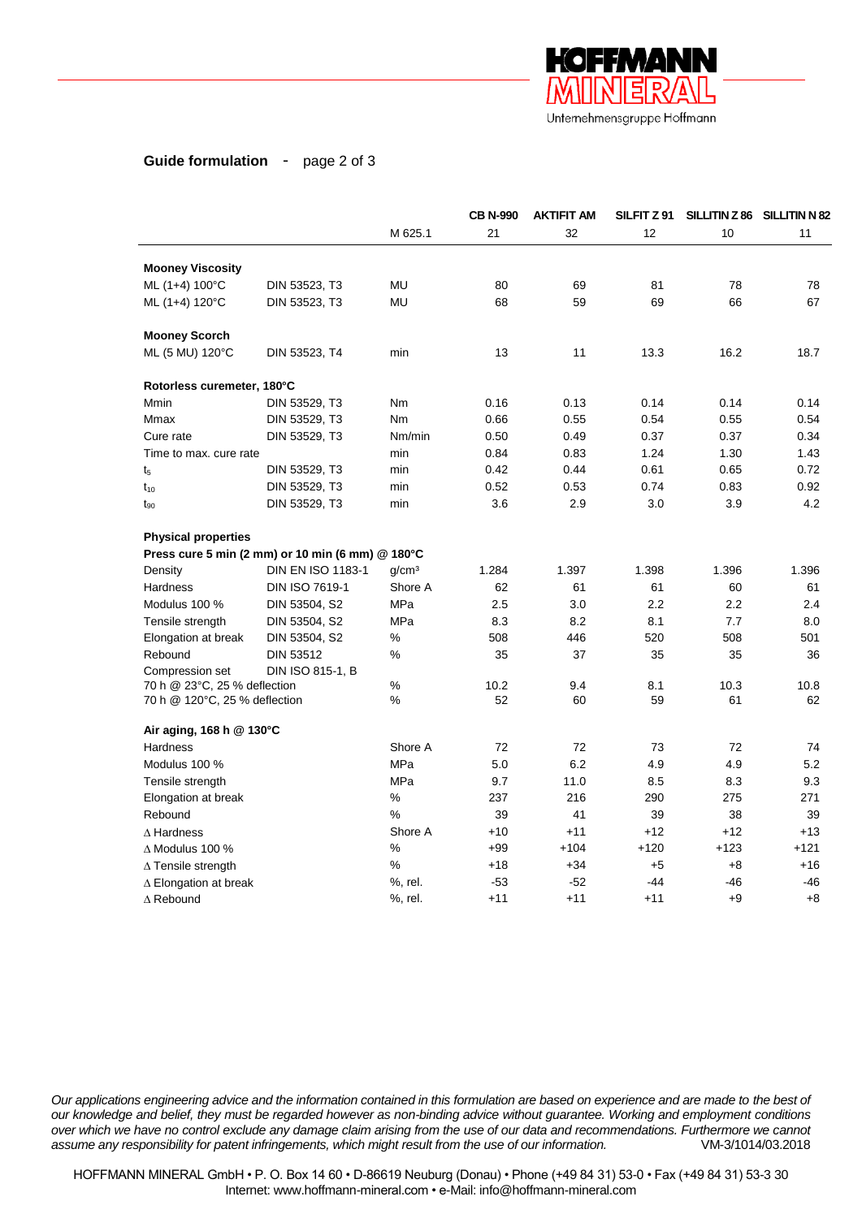**Guide formulation** - page 2 of 3

| | | | CB N-990 | AKTIFIT AM | SILFIT Z 91 | SILLITIN Z 86 | SILLITIN N 82 |
|---|---|---|---|---|---|---|---|
| | | M 625.1 | 21 | 32 | 12 | 10 | 11 |
| **Mooney Viscosity** | | | | | | | |
| ML (1+4) 100°C | DIN 53523, T3 | MU | 80 | 69 | 81 | 78 | 78 |
| ML (1+4) 120°C | DIN 53523, T3 | MU | 68 | 59 | 69 | 66 | 67 |
| **Mooney Scorch** | | | | | | | |
| ML (5 MU) 120°C | DIN 53523, T4 | min | 13 | 11 | 13.3 | 16.2 | 18.7 |
| **Rotorless curemeter, 180°C** | | | | | | | |
| Mmin | DIN 53529, T3 | Nm | 0.16 | 0.13 | 0.14 | 0.14 | 0.14 |
| Mmax | DIN 53529, T3 | Nm | 0.66 | 0.55 | 0.54 | 0.55 | 0.54 |
| Cure rate | DIN 53529, T3 | Nm/min | 0.50 | 0.49 | 0.37 | 0.37 | 0.34 |
| Time to max. cure rate | | min | 0.84 | 0.83 | 1.24 | 1.30 | 1.43 |
| $t_5$ | DIN 53529, T3 | min | 0.42 | 0.44 | 0.61 | 0.65 | 0.72 |
| $t_{10}$ | DIN 53529, T3 | min | 0.52 | 0.53 | 0.74 | 0.83 | 0.92 |
| $t_{90}$ | DIN 53529, T3 | min | 3.6 | 2.9 | 3.0 | 3.9 | 4.2 |
| **Physical properties** | | | | | | | |
| **Press cure 5 min (2 mm) or 10 min (6 mm) @ 180°C** | | | | | | | |
| Density | DIN EN ISO 1183-1 | g/cm³ | 1.284 | 1.397 | 1.398 | 1.396 | 1.396 |
| Hardness | DIN ISO 7619-1 | Shore A | 62 | 61 | 61 | 60 | 61 |
| Modulus 100 % | DIN 53504, S2 | MPa | 2.5 | 3.0 | 2.2 | 2.2 | 2.4 |
| Tensile strength | DIN 53504, S2 | MPa | 8.3 | 8.2 | 8.1 | 7.7 | 8.0 |
| Elongation at break | DIN 53504, S2 | % | 508 | 446 | 520 | 508 | 501 |
| Rebound | DIN 53512 | % | 35 | 37 | 35 | 35 | 36 |
| Compression set | DIN ISO 815-1, B | | | | | | |
| 70 h @ 23°C, 25 % deflection | | % | 10.2 | 9.4 | 8.1 | 10.3 | 10.8 |
| 70 h @ 120°C, 25 % deflection | | % | 52 | 60 | 59 | 61 | 62 |
| **Air aging, 168 h @ 130°C** | | | | | | | |
| Hardness | | Shore A | 72 | 72 | 73 | 72 | 74 |
| Modulus 100 % | | MPa | 5.0 | 6.2 | 4.9 | 4.9 | 5.2 |
| Tensile strength | | MPa | 9.7 | 11.0 | 8.5 | 8.3 | 9.3 |
| Elongation at break | | % | 237 | 216 | 290 | 275 | 271 |
| Rebound | | % | 39 | 41 | 39 | 38 | 39 |
| ∆ Hardness | | Shore A | +10 | +11 | +12 | +12 | +13 |
| ∆ Modulus 100 % | | % | +99 | +104 | +120 | +123 | +121 |
| ∆ Tensile strength | | % | +18 | +34 | +5 | +8 | +16 |
| ∆ Elongation at break | | %, rel. | -53 | -52 | -44 | -46 | -46 |
| ∆ Rebound | | %, rel. | +11 | +11 | +11 | +9 | +8 |

*Our applications engineering advice and the information contained in this formulation are based on experience and are made to the best of our knowledge and belief, they must be regarded however as non-binding advice without guarantee. Working and employment conditions over which we have no control exclude any damage claim arising from the use of our data and recommendations. Furthermore we cannot assume any responsibility for patent infringements, which might result from the use of our information.* VM-3/1014/03.2018

HOFFMANN MINERAL GmbH • P. O. Box 14 60 • D-86619 Neuburg (Donau) • Phone (+49 84 31) 53-0 • Fax (+49 84 31) 53-3 30
Internet: www.hoffmann-mineral.com • e-Mail: info@hoffmann-mineral.com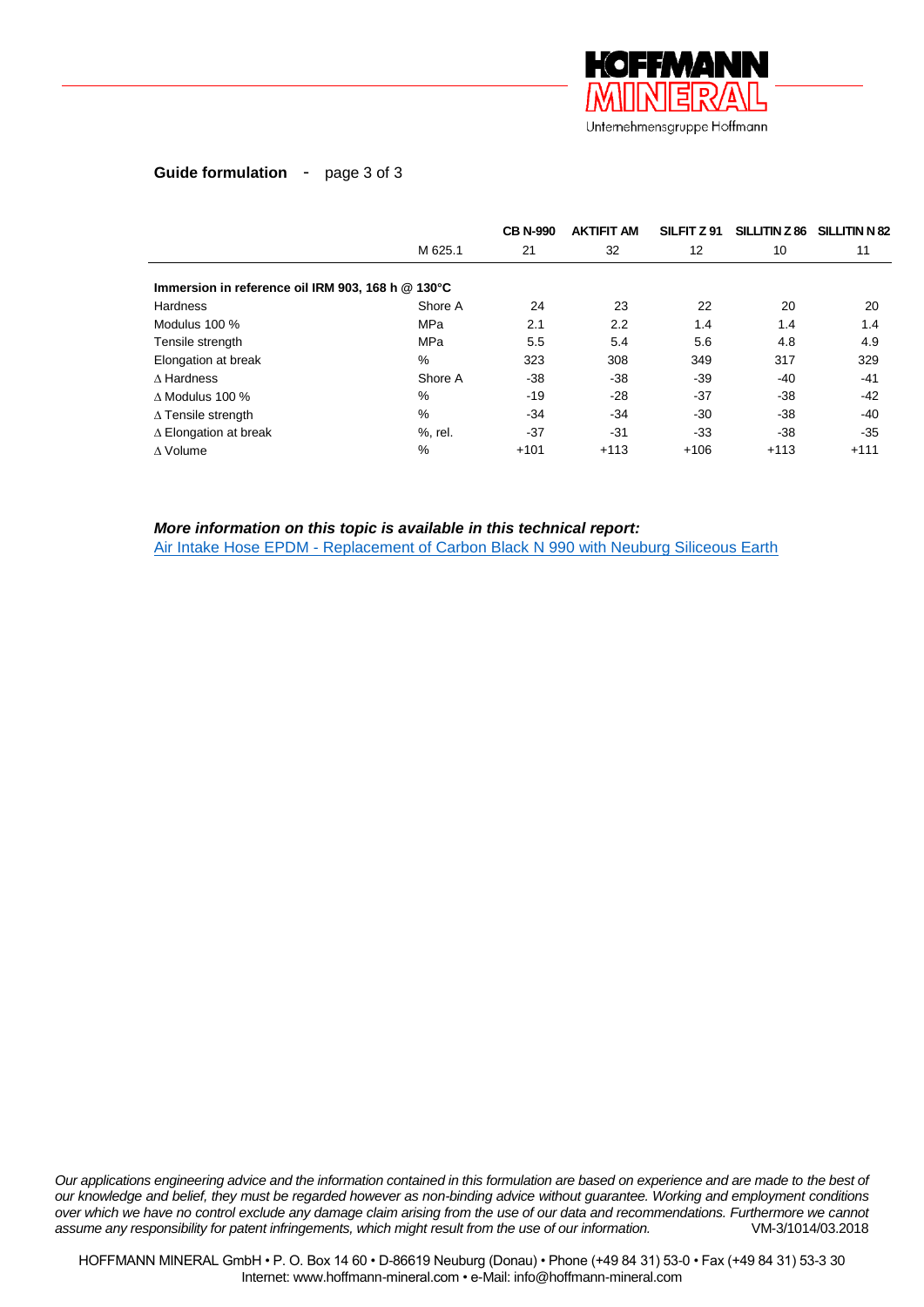**Guide formulation** - page 3 of 3

| | | CB N-990 | AKTIFIT AM | SILFIT Z 91 | SILLITIN Z 86 | SILLITIN N 82 |
|---|---|---|---|---|---|---|
| | M 625.1 | 21 | 32 | 12 | 10 | 11 |
| **Immersion in reference oil IRM 903, 168 h @ 130°C** | | | | | | |
| Hardness | Shore A | 24 | 23 | 22 | 20 | 20 |
| Modulus 100 % | MPa | 2.1 | 2.2 | 1.4 | 1.4 | 1.4 |
| Tensile strength | MPa | 5.5 | 5.4 | 5.6 | 4.8 | 4.9 |
| Elongation at break | % | 323 | 308 | 349 | 317 | 329 |
| ∆ Hardness | Shore A | -38 | -38 | -39 | -40 | -41 |
| ∆ Modulus 100 % | % | -19 | -28 | -37 | -38 | -42 |
| ∆ Tensile strength | % | -34 | -34 | -30 | -38 | -40 |
| ∆ Elongation at break | %, rel. | -37 | -31 | -33 | -38 | -35 |
| ∆ Volume | % | +101 | +113 | +106 | +113 | +111 |

***More information on this topic is available in this technical report:***

Air Intake Hose EPDM - Replacement of Carbon Black N 990 with Neuburg Siliceous Earth

*Our applications engineering advice and the information contained in this formulation are based on experience and are made to the best of our knowledge and belief, they must be regarded however as non-binding advice without guarantee. Working and employment conditions over which we have no control exclude any damage claim arising from the use of our data and recommendations. Furthermore we cannot assume any responsibility for patent infringements, which might result from the use of our information.* VM-3/1014/03.2018

HOFFMANN MINERAL GmbH • P. O. Box 14 60 • D-86619 Neuburg (Donau) • Phone (+49 84 31) 53-0 • Fax (+49 84 31) 53-3 30
Internet: www.hoffmann-mineral.com • e-Mail: info@hoffmann-mineral.com